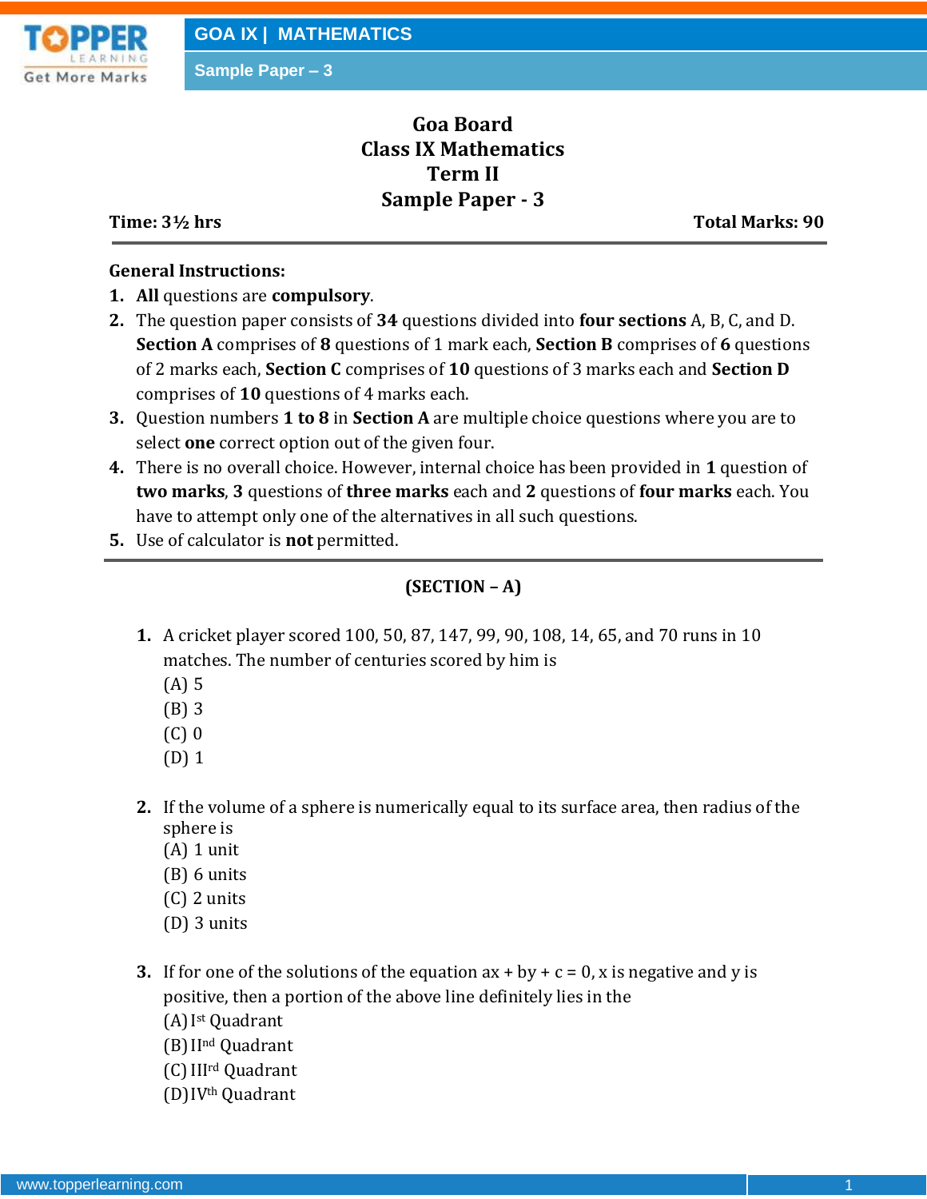# Goa Board
# Class IX Mathematics
# Term II
# Sample Paper - 3

**Time: 3½ hrs** **Total Marks: 90**

---

**General Instructions:**

1. **All** questions are **compulsory**.
2. The question paper consists of **34** questions divided into **four sections** A, B, C, and D. **Section A** comprises of **8** questions of 1 mark each, **Section B** comprises of **6** questions of 2 marks each, **Section C** comprises of **10** questions of 3 marks each and **Section D** comprises of **10** questions of 4 marks each.
3. Question numbers **1 to 8** in **Section A** are multiple choice questions where you are to select **one** correct option out of the given four.
4. There is no overall choice. However, internal choice has been provided in **1** question of **two marks**, **3** questions of **three marks** each and **2** questions of **four marks** each. You have to attempt only one of the alternatives in all such questions.
5. Use of calculator is **not** permitted.

---

## (SECTION – A)

**1.** A cricket player scored 100, 50, 87, 147, 99, 90, 108, 14, 65, and 70 runs in 10 matches. The number of centuries scored by him is

(A) 5
(B) 3
(C) 0
(D) 1

**2.** If the volume of a sphere is numerically equal to its surface area, then radius of the sphere is

(A) 1 unit
(B) 6 units
(C) 2 units
(D) 3 units

**3.** If for one of the solutions of the equation $ax + by + c = 0$, x is negative and y is positive, then a portion of the above line definitely lies in the

(A) I[st] Quadrant
(B) II[nd] Quadrant
(C) III[rd] Quadrant
(D) IV[th] Quadrant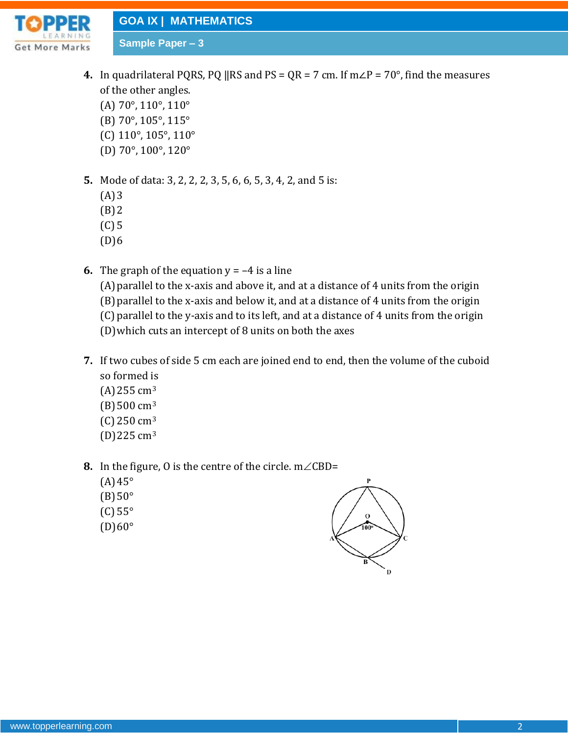4. In quadrilateral PQRS, PQ ||RS and PS = QR = 7 cm. If m∠P = 70°, find the measures of the other angles.
   (A) 70°, 110°, 110°
   (B) 70°, 105°, 115°
   (C) 110°, 105°, 110°
   (D) 70°, 100°, 120°

5. Mode of data: 3, 2, 2, 2, 3, 5, 6, 6, 5, 3, 4, 2, and 5 is:
   (A) 3
   (B) 2
   (C) 5
   (D) 6

6. The graph of the equation y = –4 is a line
   (A) parallel to the x-axis and above it, and at a distance of 4 units from the origin
   (B) parallel to the x-axis and below it, and at a distance of 4 units from the origin
   (C) parallel to the y-axis and to its left, and at a distance of 4 units from the origin
   (D) which cuts an intercept of 8 units on both the axes

7. If two cubes of side 5 cm each are joined end to end, then the volume of the cuboid so formed is
   (A) 255 $cm^3$
   (B) 500 $cm^3$
   (C) 250 $cm^3$
   (D) 225 $cm^3$

8. In the figure, O is the centre of the circle. m∠CBD=
   (A) 45°
   (B) 50°
   (C) 55°
   (D) 60°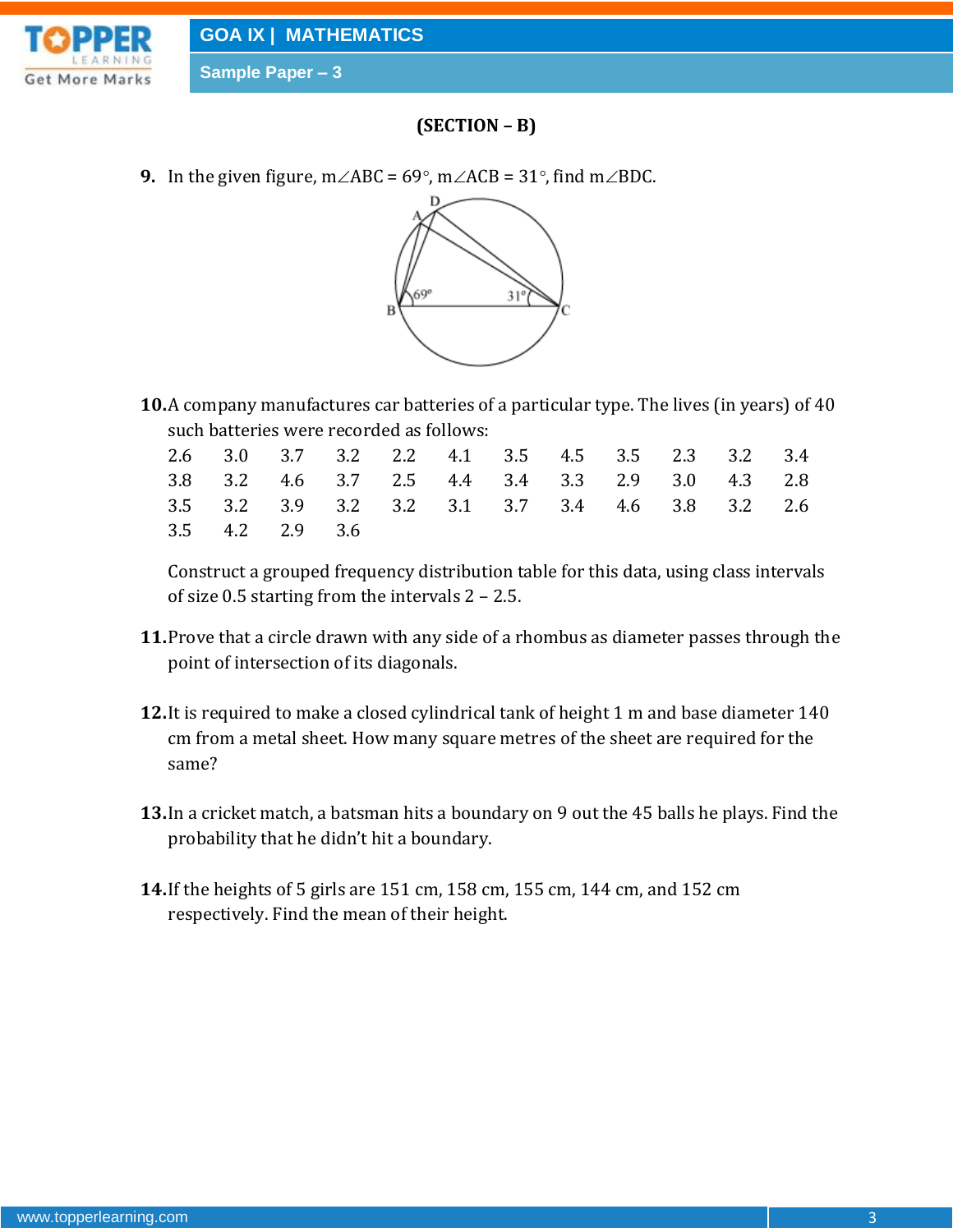**(SECTION – B)**

**9.** In the given figure, m∠ABC = 69°, m∠ACB = 31°, find m∠BDC.

**10.** A company manufactures car batteries of a particular type. The lives (in years) of 40 such batteries were recorded as follows:

| 2.6 | 3.0 | 3.7 | 3.2 | 2.2 | 4.1 | 3.5 | 4.5 | 3.5 | 2.3 | 3.2 | 3.4 |
|---|---|---|---|---|---|---|---|---|---|---|---|
| 3.8 | 3.2 | 4.6 | 3.7 | 2.5 | 4.4 | 3.4 | 3.3 | 2.9 | 3.0 | 4.3 | 2.8 |
| 3.5 | 3.2 | 3.9 | 3.2 | 3.2 | 3.1 | 3.7 | 3.4 | 4.6 | 3.8 | 3.2 | 2.6 |
| 3.5 | 4.2 | 2.9 | 3.6 | | | | | | | | |

Construct a grouped frequency distribution table for this data, using class intervals of size 0.5 starting from the intervals 2 – 2.5.

**11.** Prove that a circle drawn with any side of a rhombus as diameter passes through the point of intersection of its diagonals.

**12.** It is required to make a closed cylindrical tank of height 1 m and base diameter 140 cm from a metal sheet. How many square metres of the sheet are required for the same?

**13.** In a cricket match, a batsman hits a boundary on 9 out the 45 balls he plays. Find the probability that he didn't hit a boundary.

**14.** If the heights of 5 girls are 151 cm, 158 cm, 155 cm, 144 cm, and 152 cm respectively. Find the mean of their height.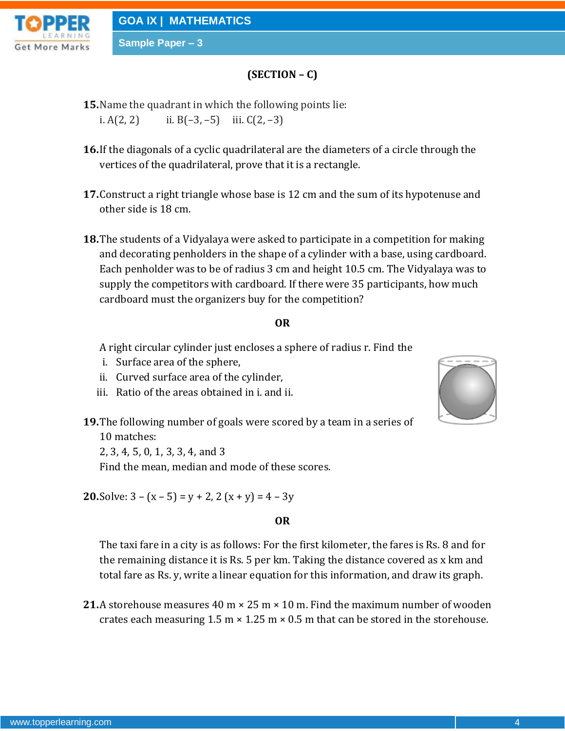**(SECTION – C)**

**15.** Name the quadrant in which the following points lie:

i. A(2, 2) ii. B(−3, −5) iii. C(2, −3)

**16.** If the diagonals of a cyclic quadrilateral are the diameters of a circle through the vertices of the quadrilateral, prove that it is a rectangle.

**17.** Construct a right triangle whose base is 12 cm and the sum of its hypotenuse and other side is 18 cm.

**18.** The students of a Vidyalaya were asked to participate in a competition for making and decorating penholders in the shape of a cylinder with a base, using cardboard. Each penholder was to be of radius 3 cm and height 10.5 cm. The Vidyalaya was to supply the competitors with cardboard. If there were 35 participants, how much cardboard must the organizers buy for the competition?

**OR**

A right circular cylinder just encloses a sphere of radius r. Find the

i. Surface area of the sphere,
ii. Curved surface area of the cylinder,
iii. Ratio of the areas obtained in i. and ii.

**19.** The following number of goals were scored by a team in a series of 10 matches:

2, 3, 4, 5, 0, 1, 3, 3, 4, and 3

Find the mean, median and mode of these scores.

**20.** Solve: $3 - (x - 5) = y + 2$, $2(x + y) = 4 - 3y$

**OR**

The taxi fare in a city is as follows: For the first kilometer, the fares is Rs. 8 and for the remaining distance it is Rs. 5 per km. Taking the distance covered as x km and total fare as Rs. y, write a linear equation for this information, and draw its graph.

**21.** A storehouse measures 40 m × 25 m × 10 m. Find the maximum number of wooden crates each measuring 1.5 m × 1.25 m × 0.5 m that can be stored in the storehouse.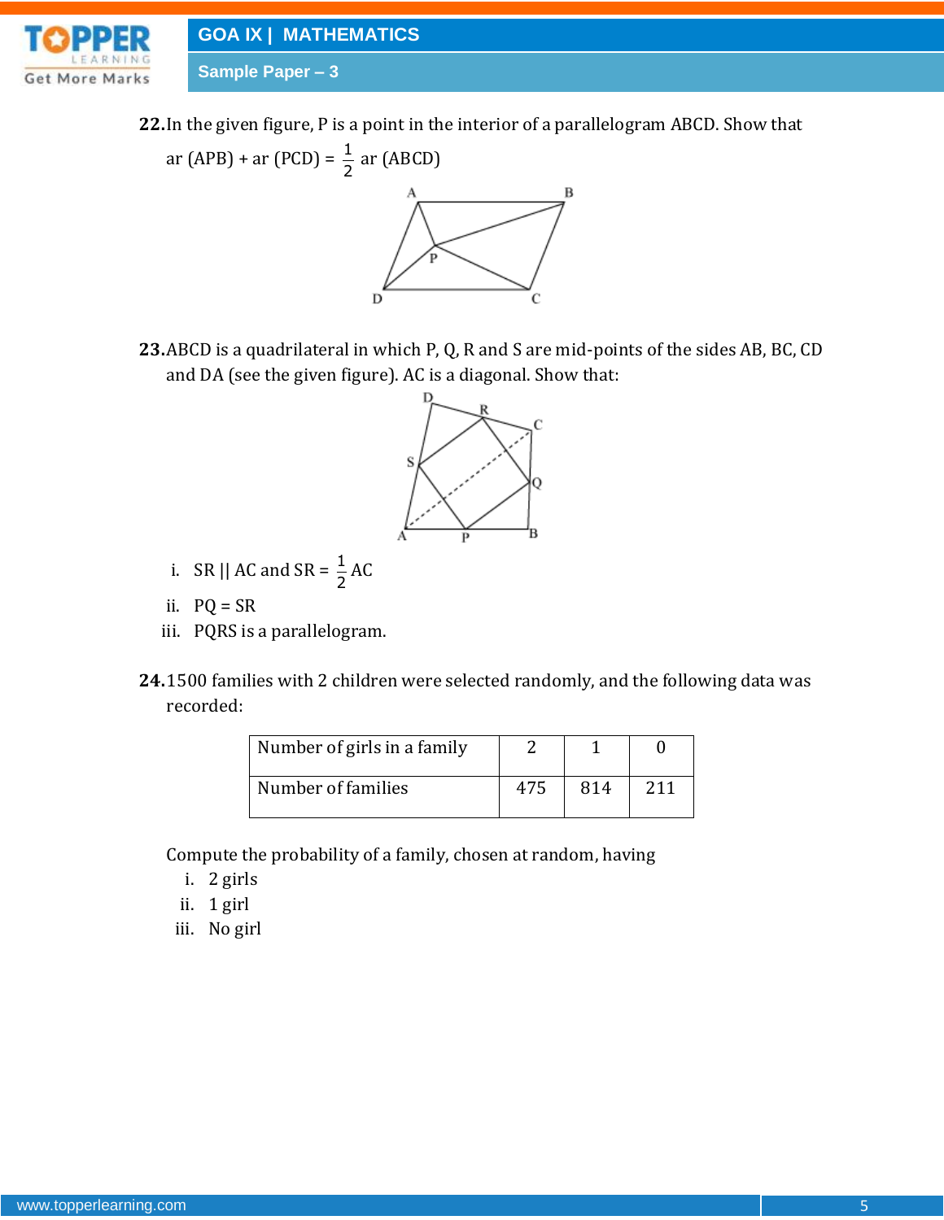**22.** In the given figure, P is a point in the interior of a parallelogram ABCD. Show that

ar (APB) + ar (PCD) = $\frac{1}{2}$ ar (ABCD)

**23.** ABCD is a quadrilateral in which P, Q, R and S are mid-points of the sides AB, BC, CD and DA (see the given figure). AC is a diagonal. Show that:

i. SR || AC and SR = $\frac{1}{2}$ AC

ii. PQ = SR

iii. PQRS is a parallelogram.

**24.** 1500 families with 2 children were selected randomly, and the following data was recorded:

| Number of girls in a family | 2 | 1 | 0 |
|---|---|---|---|
| Number of families | 475 | 814 | 211 |

Compute the probability of a family, chosen at random, having

i. 2 girls

ii. 1 girl

iii. No girl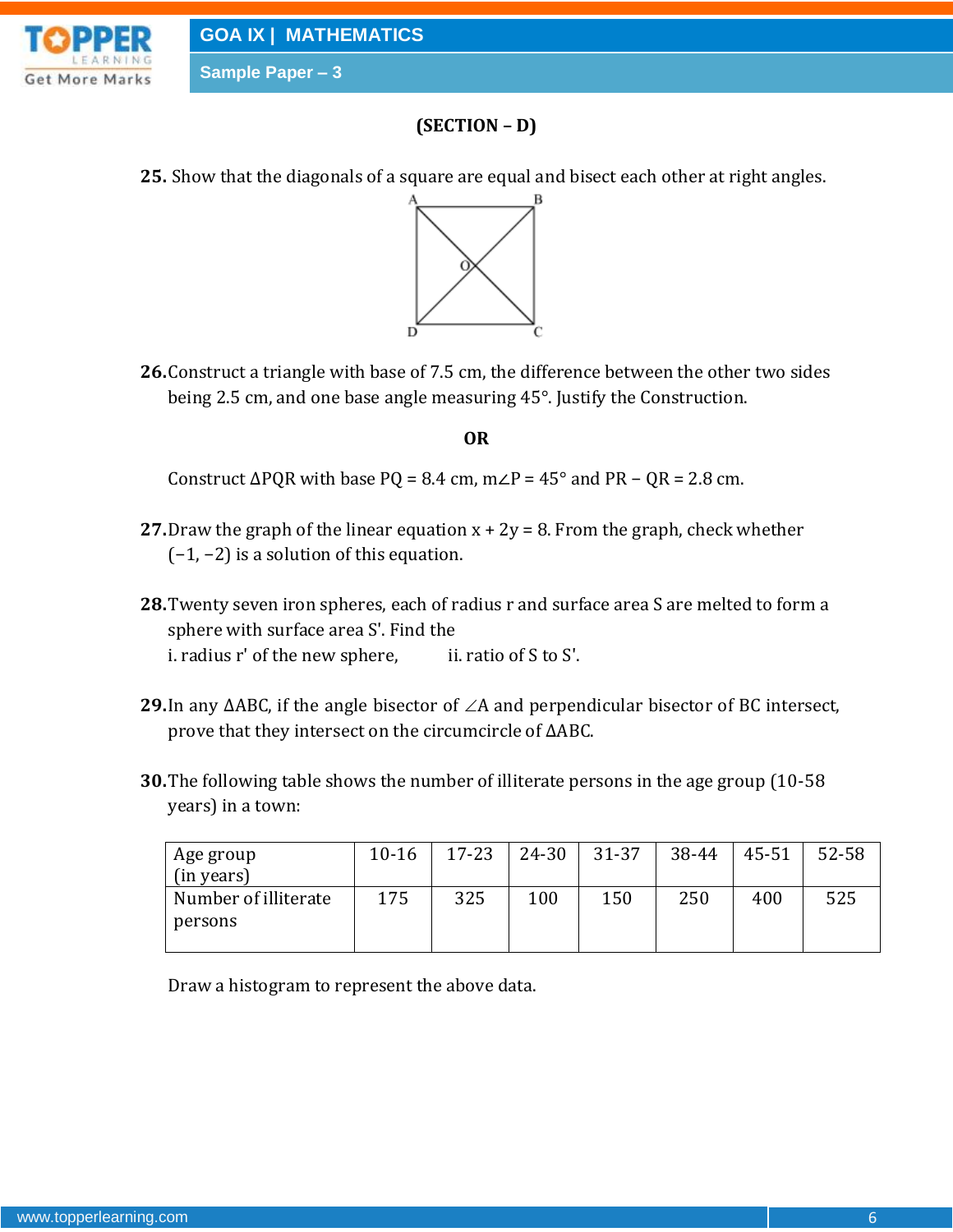## (SECTION – D)

**25.** Show that the diagonals of a square are equal and bisect each other at right angles.

**26.** Construct a triangle with base of 7.5 cm, the difference between the other two sides being 2.5 cm, and one base angle measuring 45°. Justify the Construction.

**OR**

Construct $\Delta PQR$ with base PQ = 8.4 cm, $m\angle P = 45°$ and PR − QR = 2.8 cm.

**27.** Draw the graph of the linear equation $x + 2y = 8$. From the graph, check whether (−1, −2) is a solution of this equation.

**28.** Twenty seven iron spheres, each of radius r and surface area S are melted to form a sphere with surface area S'. Find the

i. radius r' of the new sphere, ii. ratio of S to S'.

**29.** In any $\Delta ABC$, if the angle bisector of $\angle A$ and perpendicular bisector of BC intersect, prove that they intersect on the circumcircle of $\Delta ABC$.

**30.** The following table shows the number of illiterate persons in the age group (10-58 years) in a town:

| Age group (in years) | 10-16 | 17-23 | 24-30 | 31-37 | 38-44 | 45-51 | 52-58 |
|---|---|---|---|---|---|---|---|
| Number of illiterate persons | 175 | 325 | 100 | 150 | 250 | 400 | 525 |

Draw a histogram to represent the above data.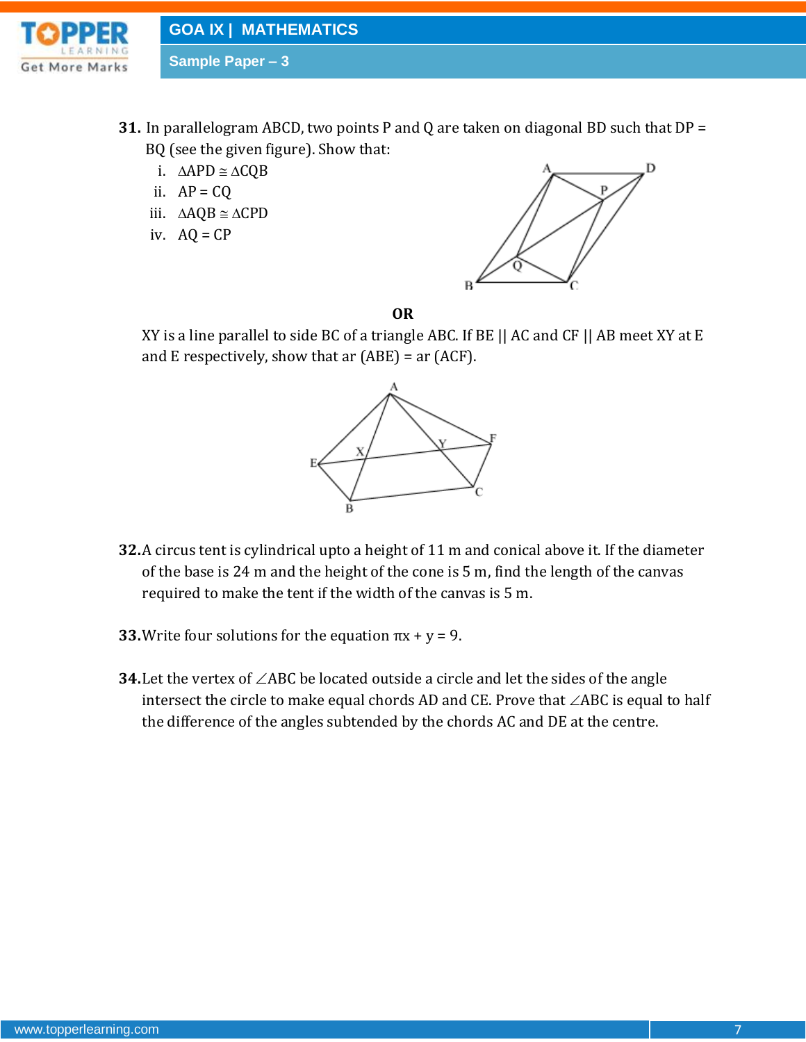**31.** In parallelogram ABCD, two points P and Q are taken on diagonal BD such that DP = BQ (see the given figure). Show that:

i. $\Delta APD \cong \Delta CQB$
ii. AP = CQ
iii. $\Delta AQB \cong \Delta CPD$
iv. AQ = CP

**OR**

XY is a line parallel to side BC of a triangle ABC. If BE || AC and CF || AB meet XY at E and E respectively, show that ar (ABE) = ar (ACF).

**32.** A circus tent is cylindrical upto a height of 11 m and conical above it. If the diameter of the base is 24 m and the height of the cone is 5 m, find the length of the canvas required to make the tent if the width of the canvas is 5 m.

**33.** Write four solutions for the equation $\pi x + y = 9$.

**34.** Let the vertex of $\angle ABC$ be located outside a circle and let the sides of the angle intersect the circle to make equal chords AD and CE. Prove that $\angle ABC$ is equal to half the difference of the angles subtended by the chords AC and DE at the centre.